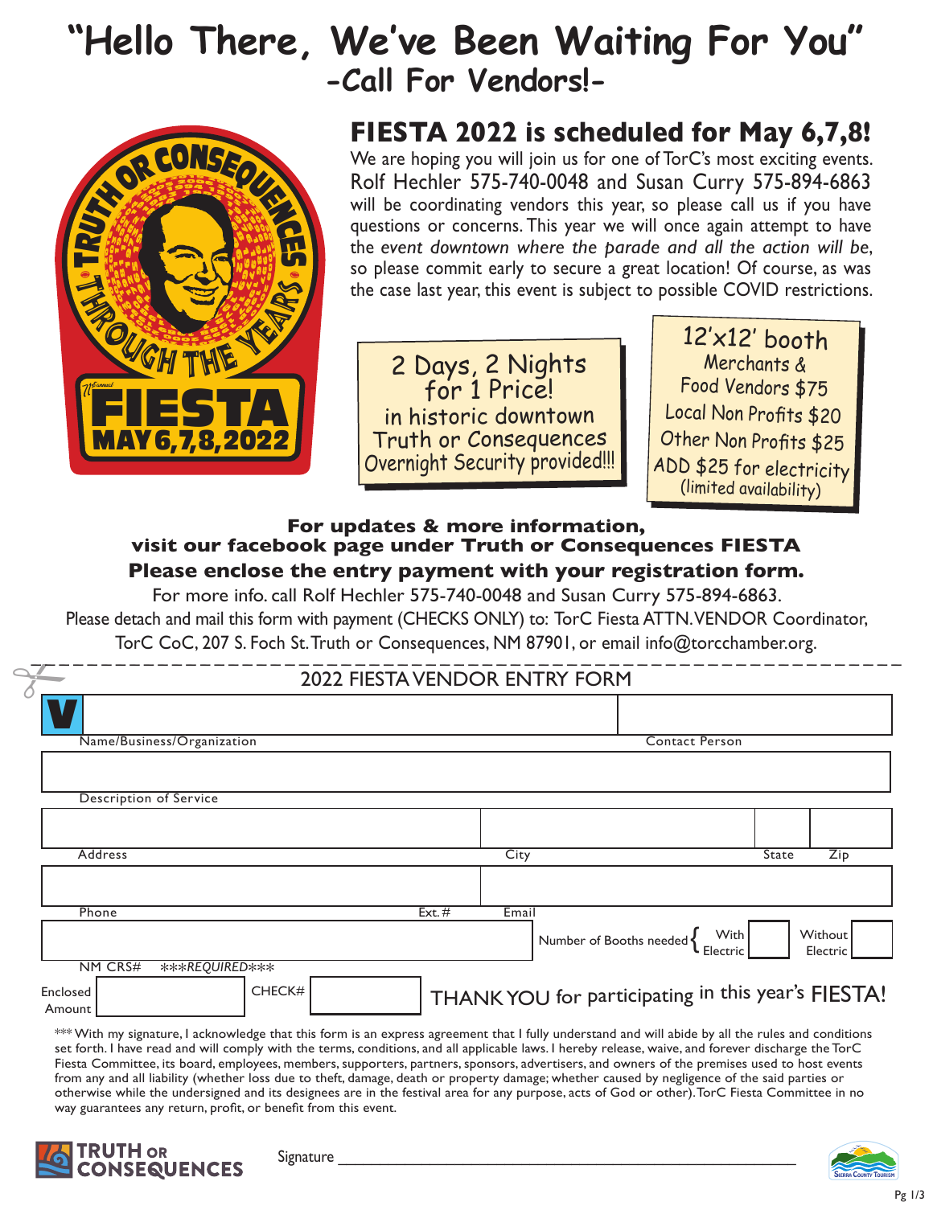# "Hello There, We've Been Waiting For You"

## -Call For Vendors!-

TRUTH OR CONSEQUENCES THROUGH THE YEARS

FIESTA MAY 6,7,8, 2022

## FIESTA 2022 is scheduled for May 6,7,8!

We are hoping you will join us for one of TorC's most exciting events. Rolf Hechler 575-740-0048 and Susan Curry 575-894-6863 will be coordinating vendors this year, so please call us if you have questions or concerns. This year we will once again attempt to have the *event downtown where the parade and all the action will be*, so please commit early to secure a great location! Of course, as was the case last year, this event is subject to possible COVID restrictions.

2 Days, 2 Nights
for 1 Price!
in historic downtown
Truth or Consequences
Overnight Security provided!!!

12'x12' booth
Merchants & Food Vendors $75
Local Non Profits $20
Other Non Profits $25
ADD $25 for electricity
(limited availability)

**For updates & more information, visit our facebook page under Truth or Consequences FIESTA**

**Please enclose the entry payment with your registration form.**

For more info. call Rolf Hechler 575-740-0048 and Susan Curry 575-894-6863.
Please detach and mail this form with payment (CHECKS ONLY) to: TorC Fiesta ATTN. VENDOR Coordinator, TorC CoC, 207 S. Foch St. Truth or Consequences, NM 87901, or email info@torcchamber.org.

---

## 2022 FIESTA VENDOR ENTRY FORM

Name/Business/Organization ____________________ Contact Person ____________________

Description of Service ____________________

Address ____________________ City ____________________ State ______ Zip ______

Phone ____________________ Ext.# ______ Email ____________________

NM CRS# ***REQUIRED*** ____________________

Number of Booths needed: With Electric ______ Without Electric ______

Enclosed Amount ______ CHECK# ______

THANK YOU for participating in this year's FIESTA!

*** With my signature, I acknowledge that this form is an express agreement that I fully understand and will abide by all the rules and conditions set forth. I have read and will comply with the terms, conditions, and all applicable laws. I hereby release, waive, and forever discharge the TorC Fiesta Committee, its board, employees, members, supporters, partners, sponsors, advertisers, and owners of the premises used to host events from any and all liability (whether loss due to theft, damage, death or property damage; whether caused by negligence of the said parties or otherwise while the undersigned and its designees are in the festival area for any purpose, acts of God or other). TorC Fiesta Committee in no way guarantees any return, profit, or benefit from this event.

Signature ____________________________________________

TRUTH OR CONSEQUENCES

Sierra County Tourism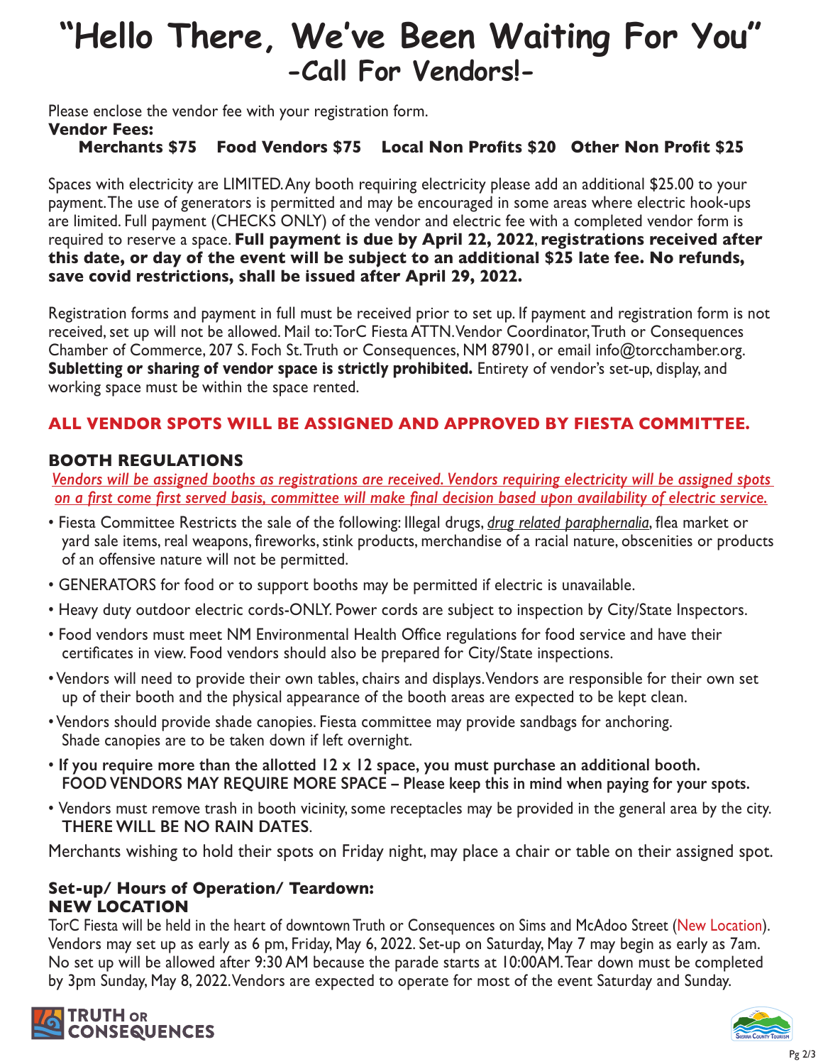# "Hello There, We've Been Waiting For You"

## -Call For Vendors!-

Please enclose the vendor fee with your registration form.

**Vendor Fees:**

**Merchants $75 Food Vendors $75 Local Non Profits $20 Other Non Profit $25**

Spaces with electricity are LIMITED. Any booth requiring electricity please add an additional $25.00 to your payment. The use of generators is permitted and may be encouraged in some areas where electric hook-ups are limited. Full payment (CHECKS ONLY) of the vendor and electric fee with a completed vendor form is required to reserve a space. **Full payment is due by April 22, 2022, registrations received after this date, or day of the event will be subject to an additional $25 late fee. No refunds, save covid restrictions, shall be issued after April 29, 2022.**

Registration forms and payment in full must be received prior to set up. If payment and registration form is not received, set up will not be allowed. Mail to: TorC Fiesta ATTN. Vendor Coordinator, Truth or Consequences Chamber of Commerce, 207 S. Foch St. Truth or Consequences, NM 87901, or email info@torcchamber.org. **Subletting or sharing of vendor space is strictly prohibited.** Entirety of vendor's set-up, display, and working space must be within the space rented.

**ALL VENDOR SPOTS WILL BE ASSIGNED AND APPROVED BY FIESTA COMMITTEE.**

### BOOTH REGULATIONS

*Vendors will be assigned booths as registrations are received. Vendors requiring electricity will be assigned spots on a first come first served basis, committee will make final decision based upon availability of electric service.*

- Fiesta Committee Restricts the sale of the following: Illegal drugs, *drug related paraphernalia*, flea market or yard sale items, real weapons, fireworks, stink products, merchandise of a racial nature, obscenities or products of an offensive nature will not be permitted.
- GENERATORS for food or to support booths may be permitted if electric is unavailable.
- Heavy duty outdoor electric cords-ONLY. Power cords are subject to inspection by City/State Inspectors.
- Food vendors must meet NM Environmental Health Office regulations for food service and have their certificates in view. Food vendors should also be prepared for City/State inspections.
- Vendors will need to provide their own tables, chairs and displays. Vendors are responsible for their own set up of their booth and the physical appearance of the booth areas are expected to be kept clean.
- Vendors should provide shade canopies. Fiesta committee may provide sandbags for anchoring. Shade canopies are to be taken down if left overnight.
- **If you require more than the allotted 12 x 12 space, you must purchase an additional booth. FOOD VENDORS MAY REQUIRE MORE SPACE – Please keep this in mind when paying for your spots.**
- Vendors must remove trash in booth vicinity, some receptacles may be provided in the general area by the city. **THERE WILL BE NO RAIN DATES**.

Merchants wishing to hold their spots on Friday night, may place a chair or table on their assigned spot.

### Set-up/ Hours of Operation/ Teardown:
### NEW LOCATION

TorC Fiesta will be held in the heart of downtown Truth or Consequences on Sims and McAdoo Street (New Location). Vendors may set up as early as 6 pm, Friday, May 6, 2022. Set-up on Saturday, May 7 may begin as early as 7am. No set up will be allowed after 9:30 AM because the parade starts at 10:00AM. Tear down must be completed by 3pm Sunday, May 8, 2022. Vendors are expected to operate for most of the event Saturday and Sunday.

TRUTH OR CONSEQUENCES

Sierra County Tourism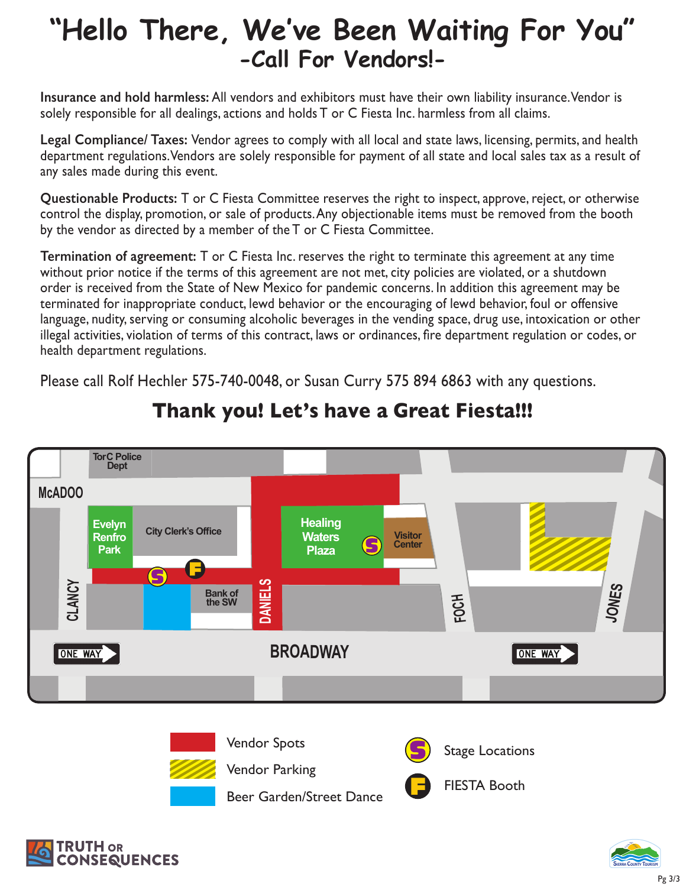# "Hello There, We've Been Waiting For You"

## -Call For Vendors!-

**Insurance and hold harmless:** All vendors and exhibitors must have their own liability insurance. Vendor is solely responsible for all dealings, actions and holds T or C Fiesta Inc. harmless from all claims.

**Legal Compliance/ Taxes:** Vendor agrees to comply with all local and state laws, licensing, permits, and health department regulations. Vendors are solely responsible for payment of all state and local sales tax as a result of any sales made during this event.

**Questionable Products:** T or C Fiesta Committee reserves the right to inspect, approve, reject, or otherwise control the display, promotion, or sale of products. Any objectionable items must be removed from the booth by the vendor as directed by a member of the T or C Fiesta Committee.

**Termination of agreement:** T or C Fiesta Inc. reserves the right to terminate this agreement at any time without prior notice if the terms of this agreement are not met, city policies are violated, or a shutdown order is received from the State of New Mexico for pandemic concerns. In addition this agreement may be terminated for inappropriate conduct, lewd behavior or the encouraging of lewd behavior, foul or offensive language, nudity, serving or consuming alcoholic beverages in the vending space, drug use, intoxication or other illegal activities, violation of terms of this contract, laws or ordinances, fire department regulation or codes, or health department regulations.

Please call Rolf Hechler 575-740-0048, or Susan Curry 575 894 6863 with any questions.

## Thank you! Let's have a Great Fiesta!!!

TorC Police Dept
McADOO
Evelyn Renfro Park
City Clerk's Office
Healing Waters Plaza
Visitor Center
Bank of the SW
CLANCY
DANIELS
FOCH
JONES
BROADWAY
ONE WAY
ONE WAY

Vendor Spots
Vendor Parking
Beer Garden/Street Dance
Stage Locations
FIESTA Booth

TRUTH OR CONSEQUENCES

Sierra County Tourism